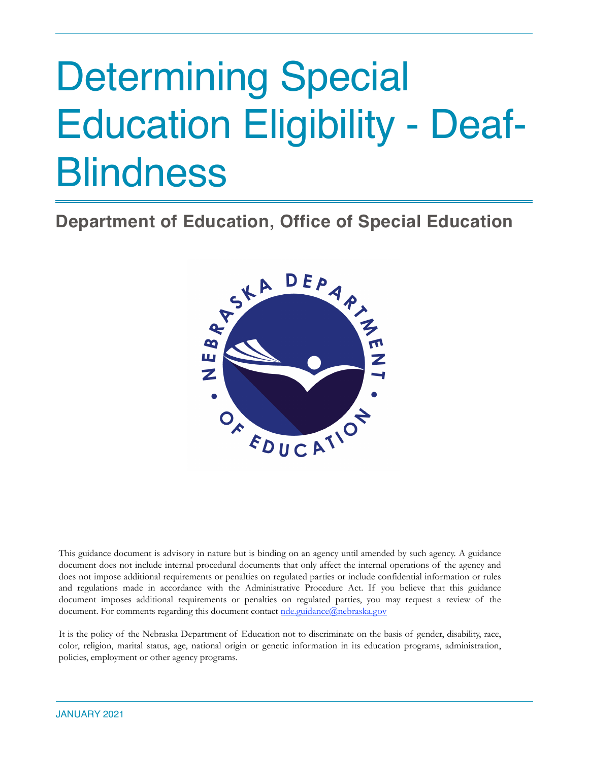# Determining Special Education Eligibility - Deaf-Blindness

## Department of Education, Office of Special Education

This guidance document is advisory in nature but is binding on an agency until amended by such agency. A guidance document does not include internal procedural documents that only affect the internal operations of the agency and does not impose additional requirements or penalties on regulated parties or include confidential information or rules and regulations made in accordance with the Administrative Procedure Act. If you believe that this guidance document imposes additional requirements or penalties on regulated parties, you may request a review of the document. For comments regarding this document contact nde.guidance@nebraska.gov

It is the policy of the Nebraska Department of Education not to discriminate on the basis of gender, disability, race, color, religion, marital status, age, national origin or genetic information in its education programs, administration, policies, employment or other agency programs.

JANUARY 2021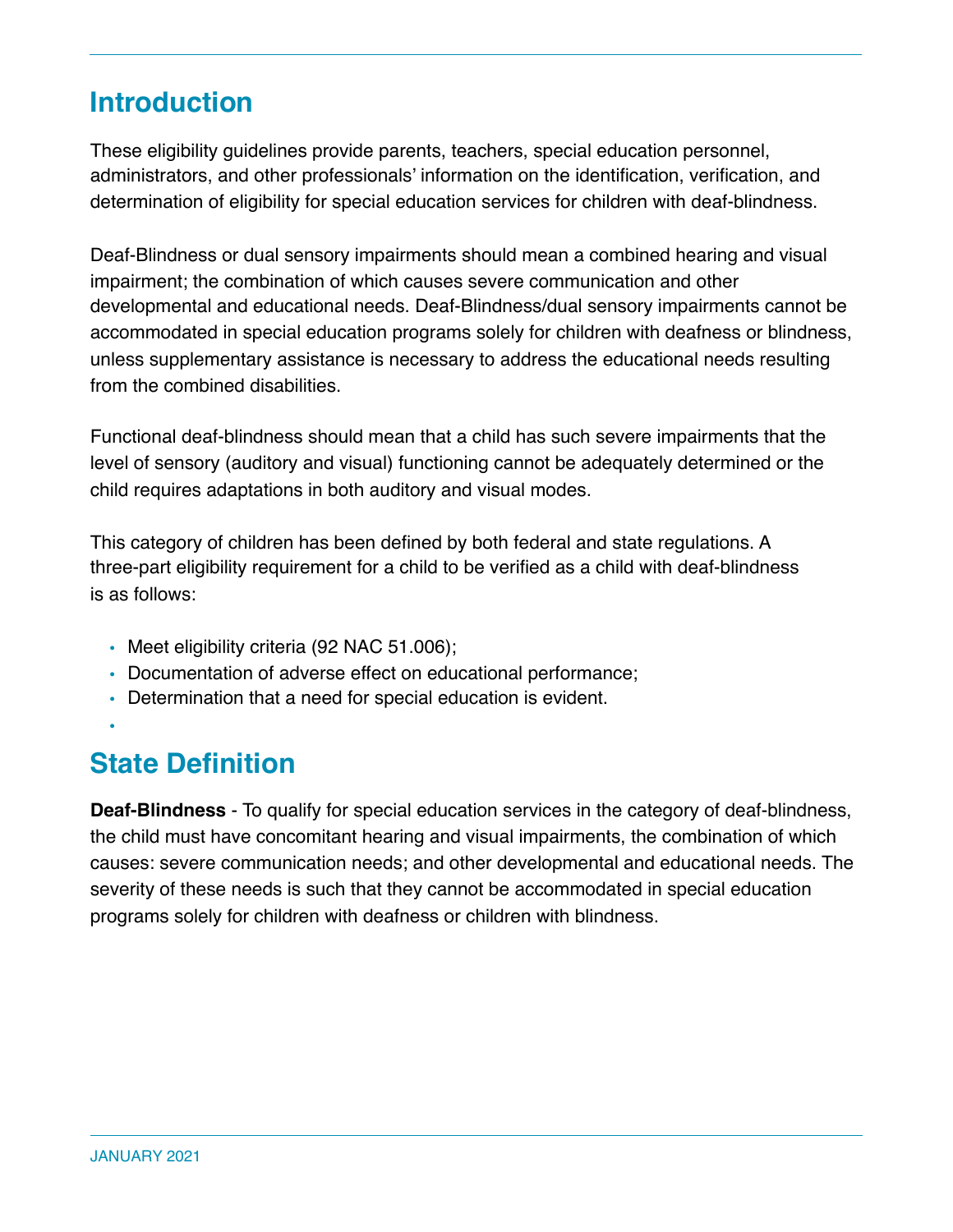## Introduction

These eligibility guidelines provide parents, teachers, special education personnel, administrators, and other professionals' information on the identification, verification, and determination of eligibility for special education services for children with deaf-blindness.

Deaf-Blindness or dual sensory impairments should mean a combined hearing and visual impairment; the combination of which causes severe communication and other developmental and educational needs. Deaf-Blindness/dual sensory impairments cannot be accommodated in special education programs solely for children with deafness or blindness, unless supplementary assistance is necessary to address the educational needs resulting from the combined disabilities.

Functional deaf-blindness should mean that a child has such severe impairments that the level of sensory (auditory and visual) functioning cannot be adequately determined or the child requires adaptations in both auditory and visual modes.

This category of children has been defined by both federal and state regulations. A three-part eligibility requirement for a child to be verified as a child with deaf-blindness is as follows:

- Meet eligibility criteria (92 NAC 51.006);
- Documentation of adverse effect on educational performance;
- Determination that a need for special education is evident.

## State Definition

**Deaf-Blindness** - To qualify for special education services in the category of deaf-blindness, the child must have concomitant hearing and visual impairments, the combination of which causes: severe communication needs; and other developmental and educational needs. The severity of these needs is such that they cannot be accommodated in special education programs solely for children with deafness or children with blindness.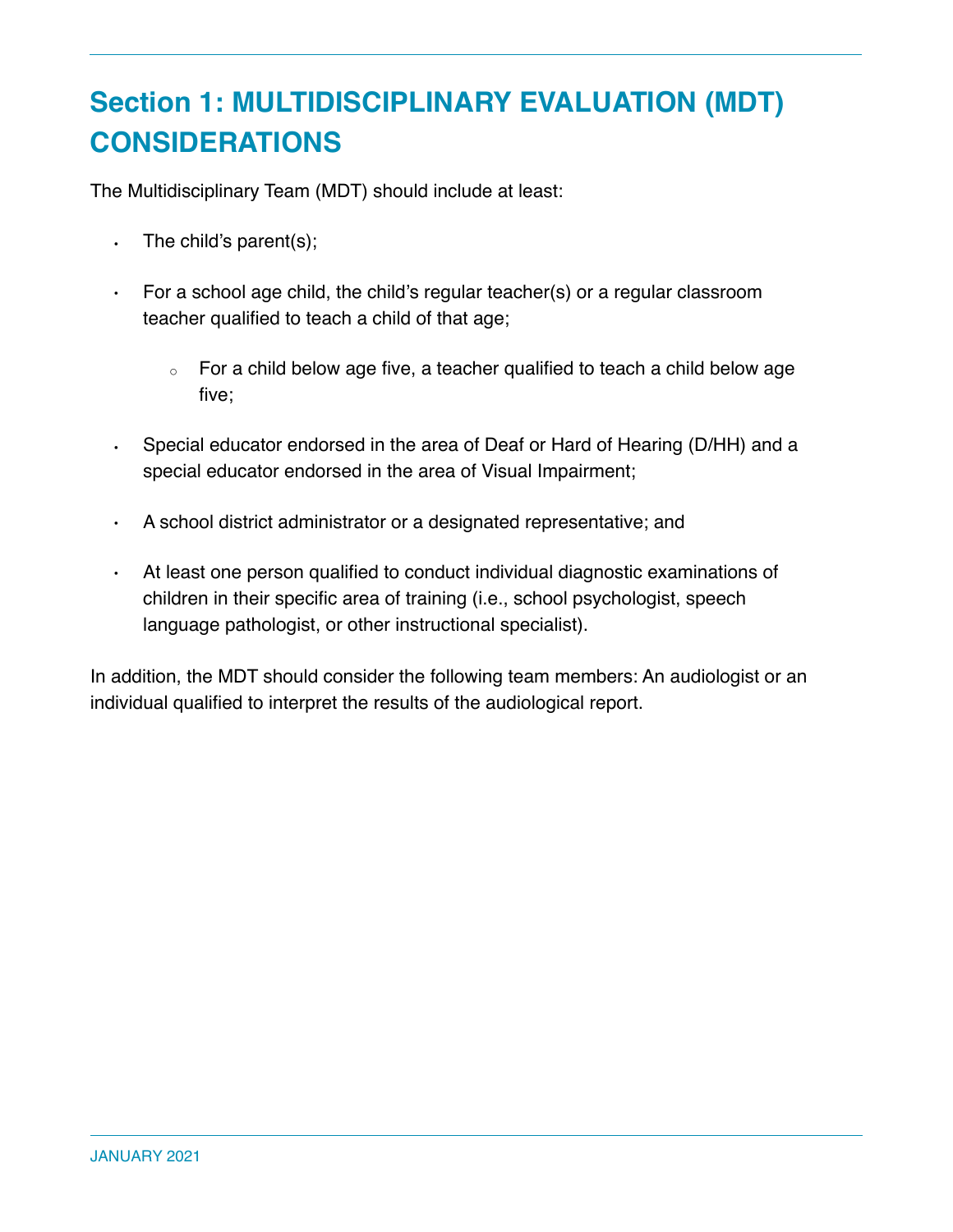## Section 1: MULTIDISCIPLINARY EVALUATION (MDT) CONSIDERATIONS

The Multidisciplinary Team (MDT) should include at least:

- The child's parent(s);
- For a school age child, the child's regular teacher(s) or a regular classroom teacher qualified to teach a child of that age;
  - For a child below age five, a teacher qualified to teach a child below age five;
- Special educator endorsed in the area of Deaf or Hard of Hearing (D/HH) and a special educator endorsed in the area of Visual Impairment;
- A school district administrator or a designated representative; and
- At least one person qualified to conduct individual diagnostic examinations of children in their specific area of training (i.e., school psychologist, speech language pathologist, or other instructional specialist).

In addition, the MDT should consider the following team members: An audiologist or an individual qualified to interpret the results of the audiological report.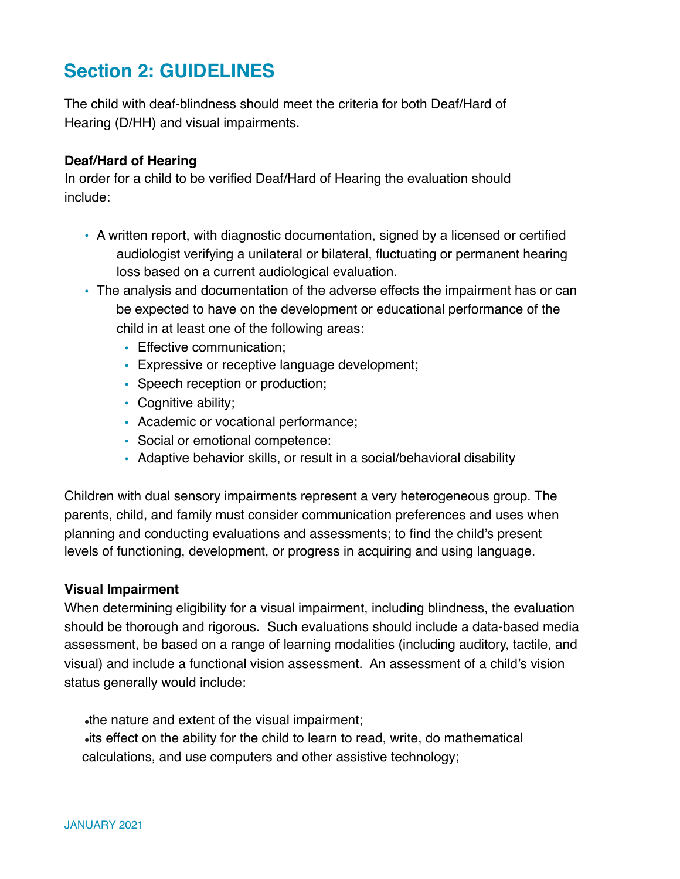## Section 2: GUIDELINES

The child with deaf-blindness should meet the criteria for both Deaf/Hard of Hearing (D/HH) and visual impairments.

**Deaf/Hard of Hearing**

In order for a child to be verified Deaf/Hard of Hearing the evaluation should include:

- A written report, with diagnostic documentation, signed by a licensed or certified audiologist verifying a unilateral or bilateral, fluctuating or permanent hearing loss based on a current audiological evaluation.
- The analysis and documentation of the adverse effects the impairment has or can be expected to have on the development or educational performance of the child in at least one of the following areas:
  - Effective communication;
  - Expressive or receptive language development;
  - Speech reception or production;
  - Cognitive ability;
  - Academic or vocational performance;
  - Social or emotional competence:
  - Adaptive behavior skills, or result in a social/behavioral disability

Children with dual sensory impairments represent a very heterogeneous group. The parents, child, and family must consider communication preferences and uses when planning and conducting evaluations and assessments; to find the child's present levels of functioning, development, or progress in acquiring and using language.

**Visual Impairment**

When determining eligibility for a visual impairment, including blindness, the evaluation should be thorough and rigorous. Such evaluations should include a data-based media assessment, be based on a range of learning modalities (including auditory, tactile, and visual) and include a functional vision assessment. An assessment of a child's vision status generally would include:

- the nature and extent of the visual impairment;
- its effect on the ability for the child to learn to read, write, do mathematical calculations, and use computers and other assistive technology;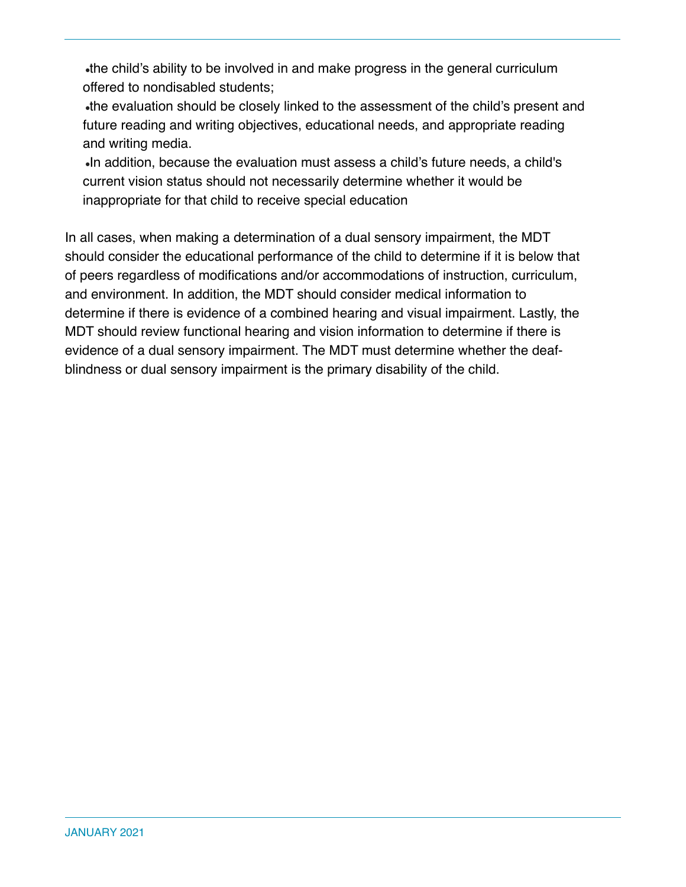- the child’s ability to be involved in and make progress in the general curriculum offered to nondisabled students;
- the evaluation should be closely linked to the assessment of the child’s present and future reading and writing objectives, educational needs, and appropriate reading and writing media.
- In addition, because the evaluation must assess a child’s future needs, a child's current vision status should not necessarily determine whether it would be inappropriate for that child to receive special education

In all cases, when making a determination of a dual sensory impairment, the MDT should consider the educational performance of the child to determine if it is below that of peers regardless of modifications and/or accommodations of instruction, curriculum, and environment. In addition, the MDT should consider medical information to determine if there is evidence of a combined hearing and visual impairment. Lastly, the MDT should review functional hearing and vision information to determine if there is evidence of a dual sensory impairment. The MDT must determine whether the deaf-blindness or dual sensory impairment is the primary disability of the child.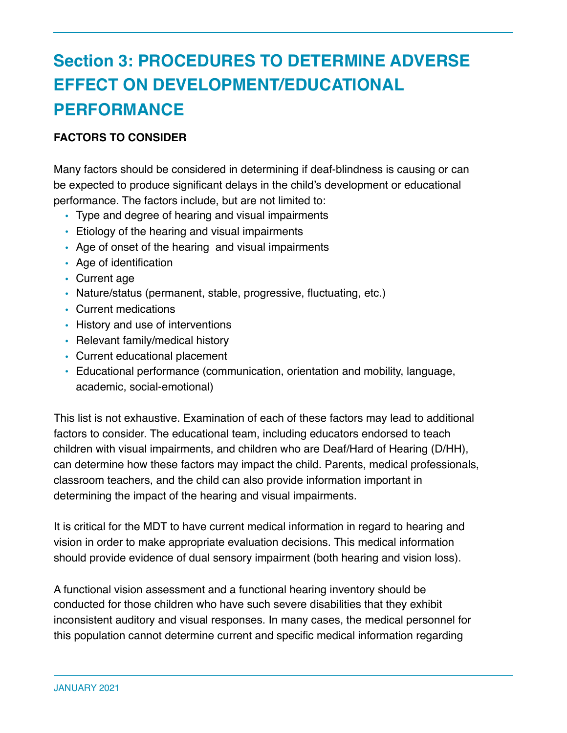# Section 3: PROCEDURES TO DETERMINE ADVERSE EFFECT ON DEVELOPMENT/EDUCATIONAL PERFORMANCE

**FACTORS TO CONSIDER**

Many factors should be considered in determining if deaf-blindness is causing or can be expected to produce significant delays in the child's development or educational performance. The factors include, but are not limited to:

- Type and degree of hearing and visual impairments
- Etiology of the hearing and visual impairments
- Age of onset of the hearing and visual impairments
- Age of identification
- Current age
- Nature/status (permanent, stable, progressive, fluctuating, etc.)
- Current medications
- History and use of interventions
- Relevant family/medical history
- Current educational placement
- Educational performance (communication, orientation and mobility, language, academic, social-emotional)

This list is not exhaustive. Examination of each of these factors may lead to additional factors to consider. The educational team, including educators endorsed to teach children with visual impairments, and children who are Deaf/Hard of Hearing (D/HH), can determine how these factors may impact the child. Parents, medical professionals, classroom teachers, and the child can also provide information important in determining the impact of the hearing and visual impairments.

It is critical for the MDT to have current medical information in regard to hearing and vision in order to make appropriate evaluation decisions. This medical information should provide evidence of dual sensory impairment (both hearing and vision loss).

A functional vision assessment and a functional hearing inventory should be conducted for those children who have such severe disabilities that they exhibit inconsistent auditory and visual responses. In many cases, the medical personnel for this population cannot determine current and specific medical information regarding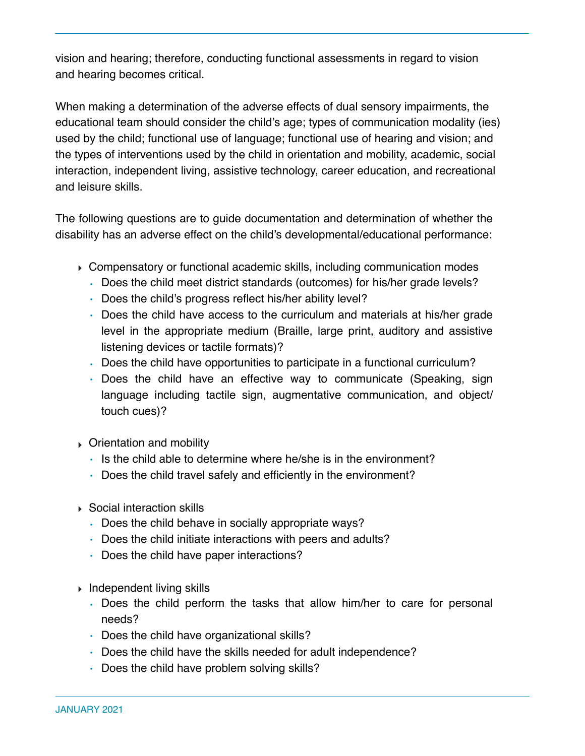vision and hearing; therefore, conducting functional assessments in regard to vision and hearing becomes critical.

When making a determination of the adverse effects of dual sensory impairments, the educational team should consider the child's age; types of communication modality (ies) used by the child; functional use of language; functional use of hearing and vision; and the types of interventions used by the child in orientation and mobility, academic, social interaction, independent living, assistive technology, career education, and recreational and leisure skills.

The following questions are to guide documentation and determination of whether the disability has an adverse effect on the child's developmental/educational performance:

- Compensatory or functional academic skills, including communication modes
  - Does the child meet district standards (outcomes) for his/her grade levels?
  - Does the child's progress reflect his/her ability level?
  - Does the child have access to the curriculum and materials at his/her grade level in the appropriate medium (Braille, large print, auditory and assistive listening devices or tactile formats)?
  - Does the child have opportunities to participate in a functional curriculum?
  - Does the child have an effective way to communicate (Speaking, sign language including tactile sign, augmentative communication, and object/touch cues)?

- Orientation and mobility
  - Is the child able to determine where he/she is in the environment?
  - Does the child travel safely and efficiently in the environment?

- Social interaction skills
  - Does the child behave in socially appropriate ways?
  - Does the child initiate interactions with peers and adults?
  - Does the child have paper interactions?

- Independent living skills
  - Does the child perform the tasks that allow him/her to care for personal needs?
  - Does the child have organizational skills?
  - Does the child have the skills needed for adult independence?
  - Does the child have problem solving skills?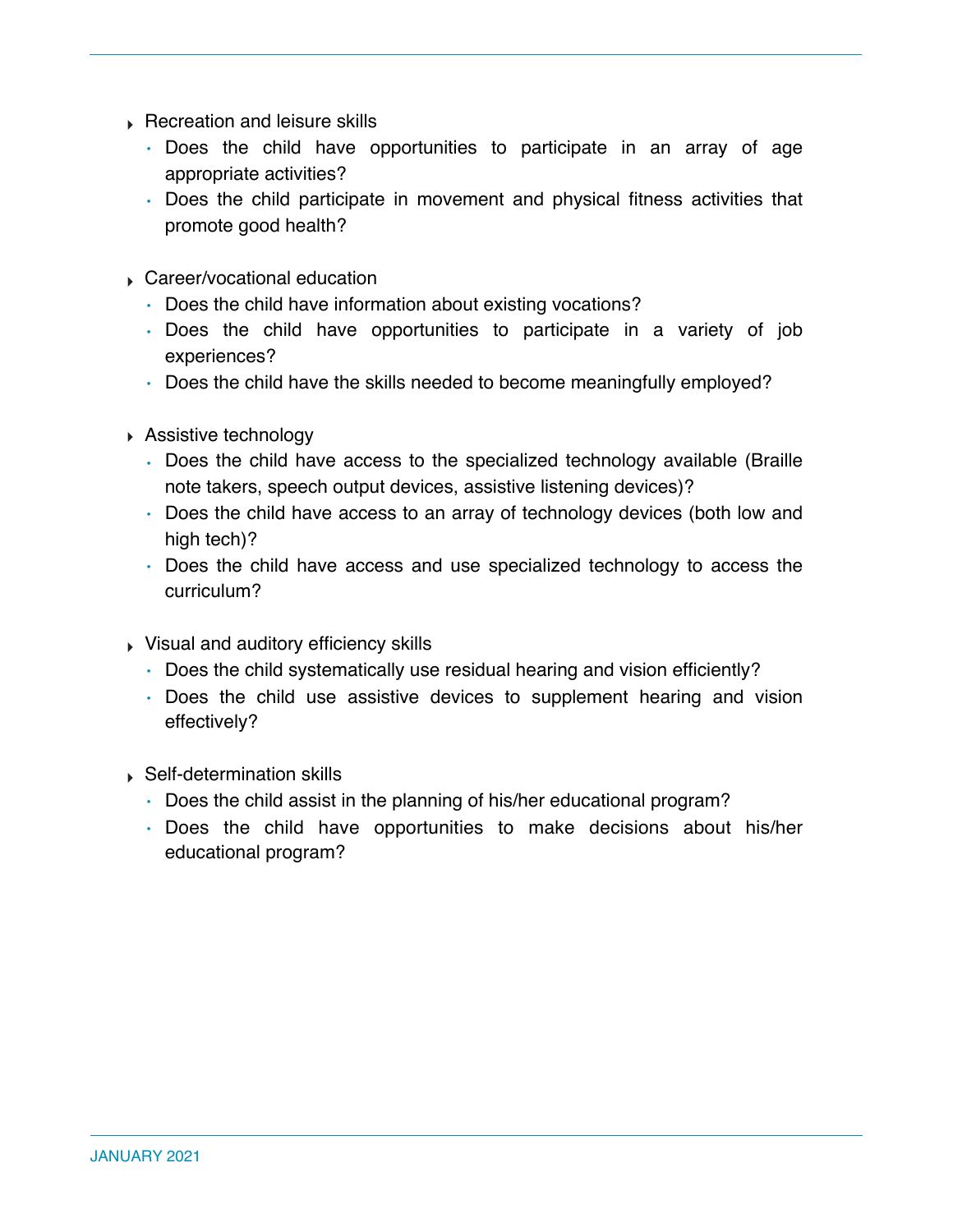- Recreation and leisure skills
  - Does the child have opportunities to participate in an array of age appropriate activities?
  - Does the child participate in movement and physical fitness activities that promote good health?

- Career/vocational education
  - Does the child have information about existing vocations?
  - Does the child have opportunities to participate in a variety of job experiences?
  - Does the child have the skills needed to become meaningfully employed?

- Assistive technology
  - Does the child have access to the specialized technology available (Braille note takers, speech output devices, assistive listening devices)?
  - Does the child have access to an array of technology devices (both low and high tech)?
  - Does the child have access and use specialized technology to access the curriculum?

- Visual and auditory efficiency skills
  - Does the child systematically use residual hearing and vision efficiently?
  - Does the child use assistive devices to supplement hearing and vision effectively?

- Self-determination skills
  - Does the child assist in the planning of his/her educational program?
  - Does the child have opportunities to make decisions about his/her educational program?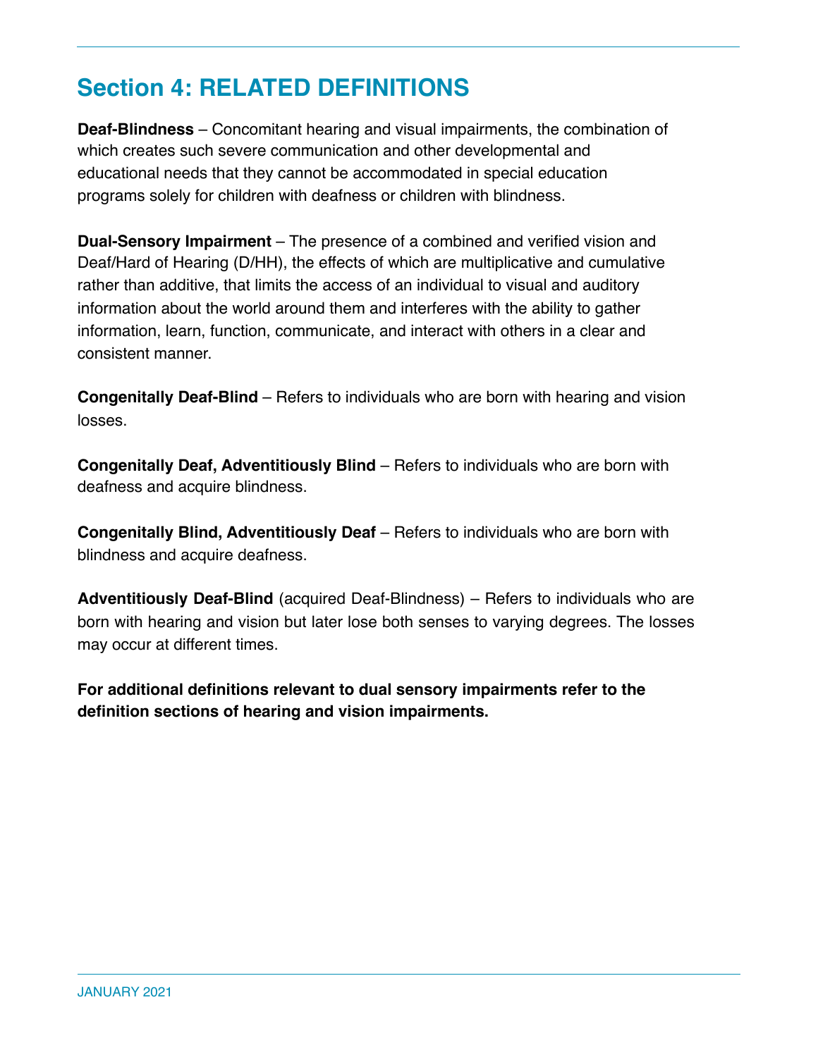## Section 4: RELATED DEFINITIONS

**Deaf-Blindness** – Concomitant hearing and visual impairments, the combination of which creates such severe communication and other developmental and educational needs that they cannot be accommodated in special education programs solely for children with deafness or children with blindness.

**Dual-Sensory Impairment** – The presence of a combined and verified vision and Deaf/Hard of Hearing (D/HH), the effects of which are multiplicative and cumulative rather than additive, that limits the access of an individual to visual and auditory information about the world around them and interferes with the ability to gather information, learn, function, communicate, and interact with others in a clear and consistent manner.

**Congenitally Deaf-Blind** – Refers to individuals who are born with hearing and vision losses.

**Congenitally Deaf, Adventitiously Blind** – Refers to individuals who are born with deafness and acquire blindness.

**Congenitally Blind, Adventitiously Deaf** – Refers to individuals who are born with blindness and acquire deafness.

**Adventitiously Deaf-Blind** (acquired Deaf-Blindness) – Refers to individuals who are born with hearing and vision but later lose both senses to varying degrees. The losses may occur at different times.

**For additional definitions relevant to dual sensory impairments refer to the definition sections of hearing and vision impairments.**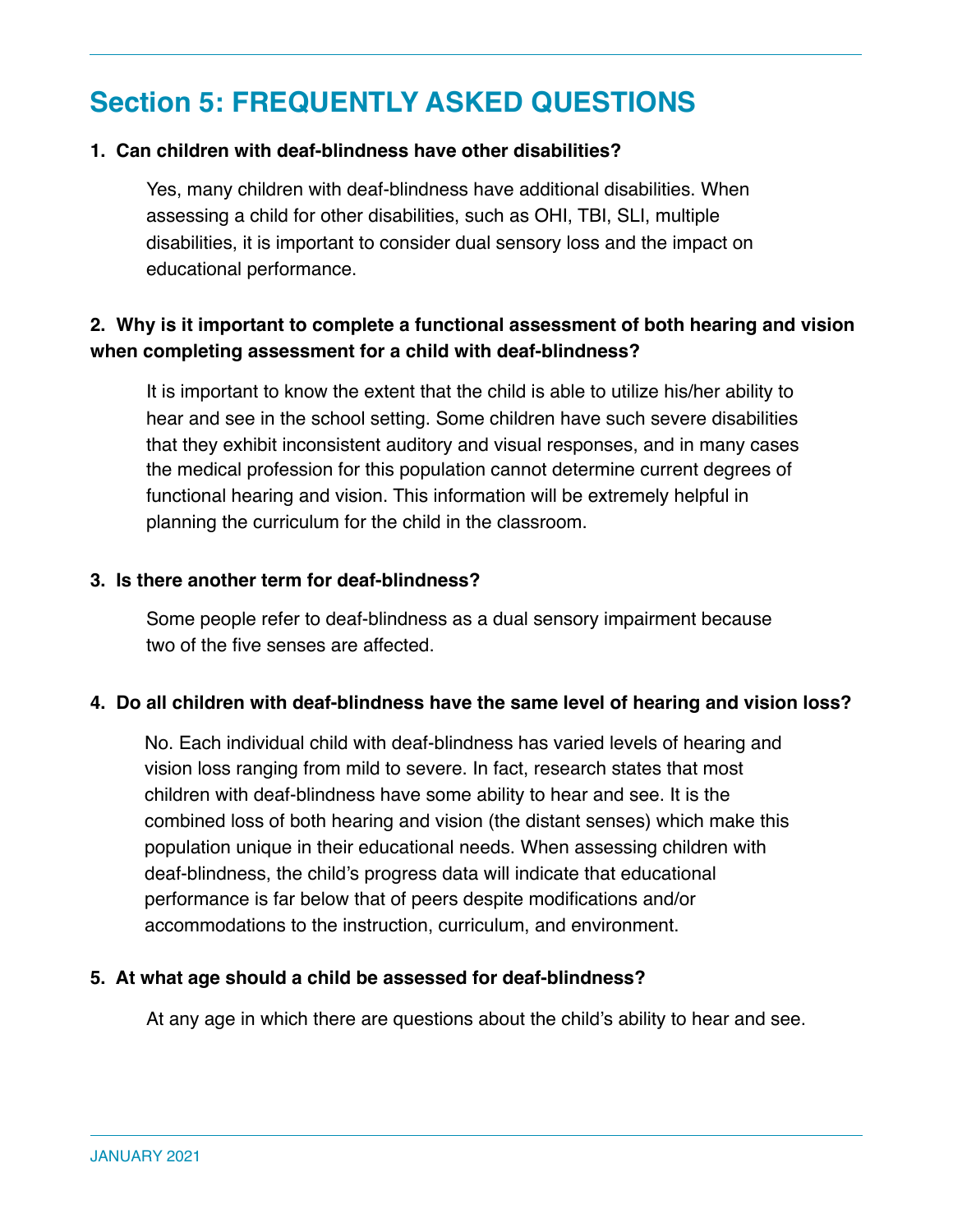## Section 5: FREQUENTLY ASKED QUESTIONS

**1. Can children with deaf-blindness have other disabilities?**

Yes, many children with deaf-blindness have additional disabilities. When assessing a child for other disabilities, such as OHI, TBI, SLI, multiple disabilities, it is important to consider dual sensory loss and the impact on educational performance.

**2. Why is it important to complete a functional assessment of both hearing and vision when completing assessment for a child with deaf-blindness?**

It is important to know the extent that the child is able to utilize his/her ability to hear and see in the school setting. Some children have such severe disabilities that they exhibit inconsistent auditory and visual responses, and in many cases the medical profession for this population cannot determine current degrees of functional hearing and vision. This information will be extremely helpful in planning the curriculum for the child in the classroom.

**3. Is there another term for deaf-blindness?**

Some people refer to deaf-blindness as a dual sensory impairment because two of the five senses are affected.

**4. Do all children with deaf-blindness have the same level of hearing and vision loss?**

No. Each individual child with deaf-blindness has varied levels of hearing and vision loss ranging from mild to severe. In fact, research states that most children with deaf-blindness have some ability to hear and see. It is the combined loss of both hearing and vision (the distant senses) which make this population unique in their educational needs. When assessing children with deaf-blindness, the child's progress data will indicate that educational performance is far below that of peers despite modifications and/or accommodations to the instruction, curriculum, and environment.

**5. At what age should a child be assessed for deaf-blindness?**

At any age in which there are questions about the child's ability to hear and see.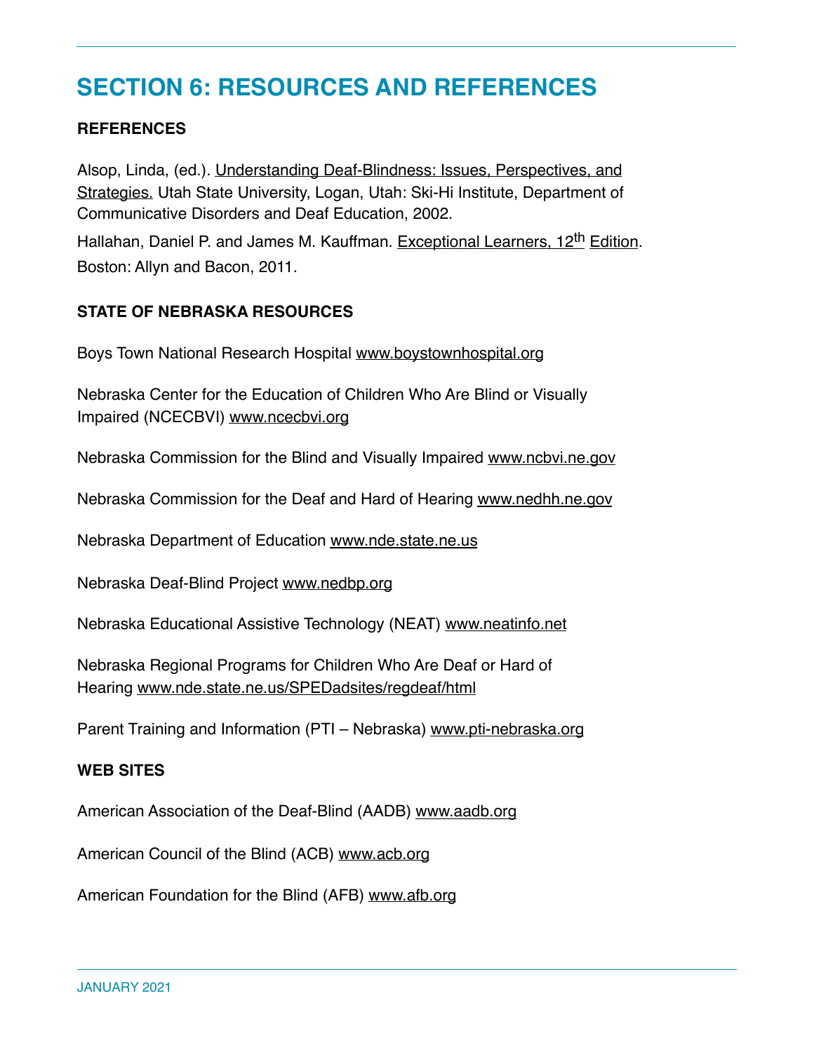# SECTION 6: RESOURCES AND REFERENCES

## REFERENCES

Alsop, Linda, (ed.). Understanding Deaf-Blindness: Issues, Perspectives, and Strategies. Utah State University, Logan, Utah: Ski-Hi Institute, Department of Communicative Disorders and Deaf Education, 2002.

Hallahan, Daniel P. and James M. Kauffman. Exceptional Learners, 12th Edition. Boston: Allyn and Bacon, 2011.

## STATE OF NEBRASKA RESOURCES

Boys Town National Research Hospital www.boystownhospital.org

Nebraska Center for the Education of Children Who Are Blind or Visually Impaired (NCECBVI) www.ncecbvi.org

Nebraska Commission for the Blind and Visually Impaired www.ncbvi.ne.gov

Nebraska Commission for the Deaf and Hard of Hearing www.nedhh.ne.gov

Nebraska Department of Education www.nde.state.ne.us

Nebraska Deaf-Blind Project www.nedbp.org

Nebraska Educational Assistive Technology (NEAT) www.neatinfo.net

Nebraska Regional Programs for Children Who Are Deaf or Hard of Hearing www.nde.state.ne.us/SPEDadsites/regdeaf/html

Parent Training and Information (PTI – Nebraska) www.pti-nebraska.org

## WEB SITES

American Association of the Deaf-Blind (AADB) www.aadb.org

American Council of the Blind (ACB) www.acb.org

American Foundation for the Blind (AFB) www.afb.org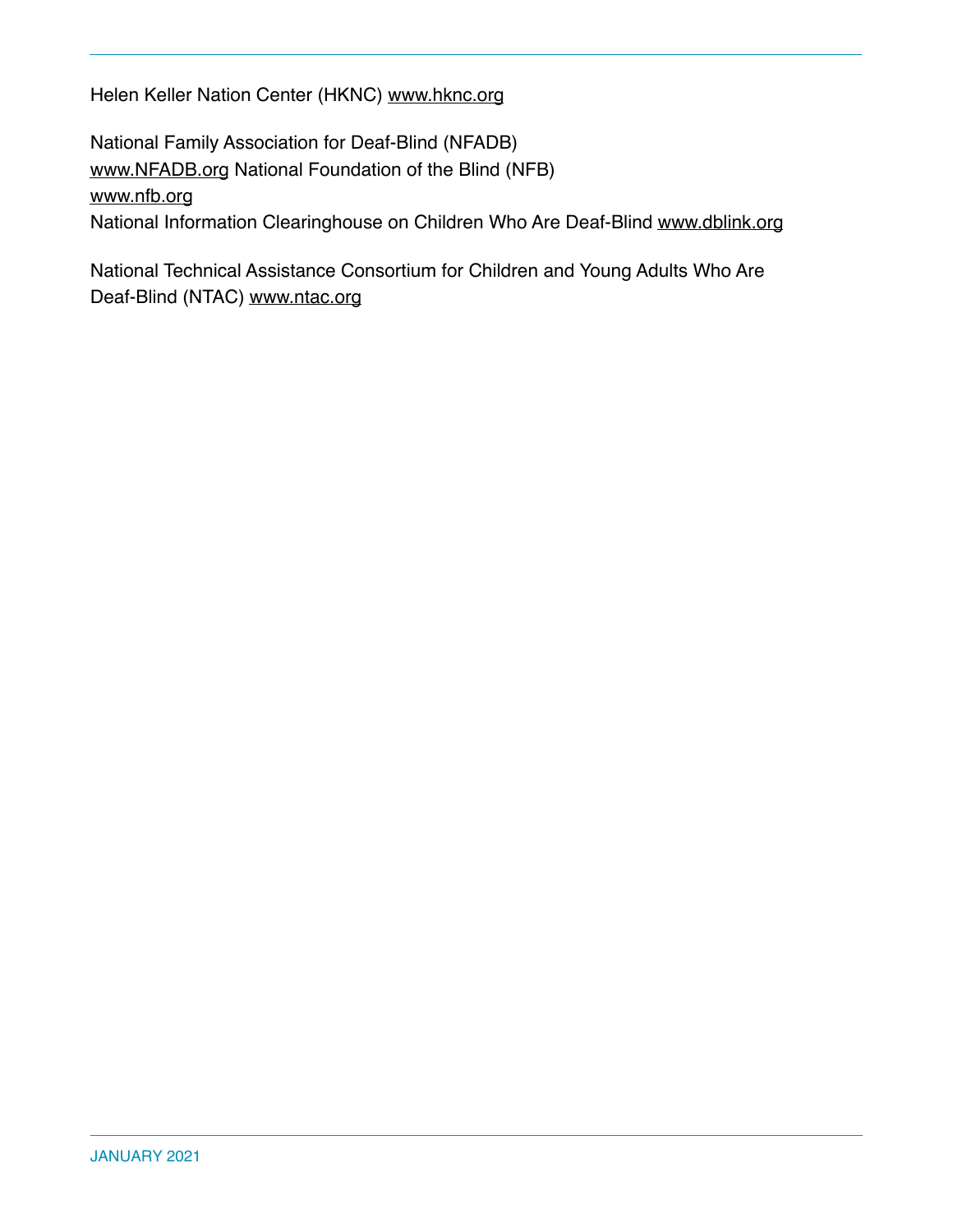Helen Keller Nation Center (HKNC) www.hknc.org

National Family Association for Deaf-Blind (NFADB)
www.NFADB.org National Foundation of the Blind (NFB)
www.nfb.org
National Information Clearinghouse on Children Who Are Deaf-Blind www.dblink.org

National Technical Assistance Consortium for Children and Young Adults Who Are Deaf-Blind (NTAC) www.ntac.org